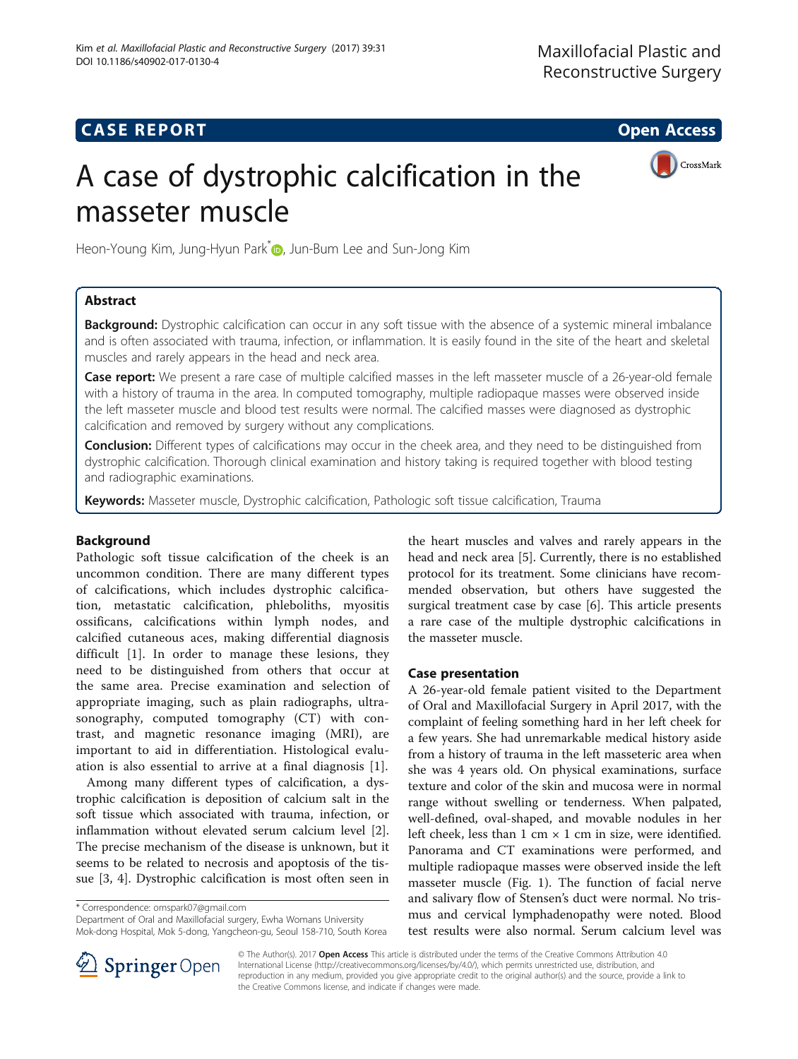CASE REPORT

Open Access

# A case of dystrophic calcification in the masseter muscle

Heon-Young Kim, Jung-Hyun Park*, Jun-Bum Lee and Sun-Jong Kim

## Abstract

**Background:** Dystrophic calcification can occur in any soft tissue with the absence of a systemic mineral imbalance and is often associated with trauma, infection, or inflammation. It is easily found in the site of the heart and skeletal muscles and rarely appears in the head and neck area.

**Case report:** We present a rare case of multiple calcified masses in the left masseter muscle of a 26-year-old female with a history of trauma in the area. In computed tomography, multiple radiopaque masses were observed inside the left masseter muscle and blood test results were normal. The calcified masses were diagnosed as dystrophic calcification and removed by surgery without any complications.

**Conclusion:** Different types of calcifications may occur in the cheek area, and they need to be distinguished from dystrophic calcification. Thorough clinical examination and history taking is required together with blood testing and radiographic examinations.

**Keywords:** Masseter muscle, Dystrophic calcification, Pathologic soft tissue calcification, Trauma

## Background

Pathologic soft tissue calcification of the cheek is an uncommon condition. There are many different types of calcifications, which includes dystrophic calcification, metastatic calcification, phleboliths, myositis ossificans, calcifications within lymph nodes, and calcified cutaneous aces, making differential diagnosis difficult [1]. In order to manage these lesions, they need to be distinguished from others that occur at the same area. Precise examination and selection of appropriate imaging, such as plain radiographs, ultrasonography, computed tomography (CT) with contrast, and magnetic resonance imaging (MRI), are important to aid in differentiation. Histological evaluation is also essential to arrive at a final diagnosis [1].

Among many different types of calcification, a dystrophic calcification is deposition of calcium salt in the soft tissue which associated with trauma, infection, or inflammation without elevated serum calcium level [2]. The precise mechanism of the disease is unknown, but it seems to be related to necrosis and apoptosis of the tissue [3, 4]. Dystrophic calcification is most often seen in the heart muscles and valves and rarely appears in the head and neck area [5]. Currently, there is no established protocol for its treatment. Some clinicians have recommended observation, but others have suggested the surgical treatment case by case [6]. This article presents a rare case of the multiple dystrophic calcifications in the masseter muscle.

## Case presentation

A 26-year-old female patient visited to the Department of Oral and Maxillofacial Surgery in April 2017, with the complaint of feeling something hard in her left cheek for a few years. She had unremarkable medical history aside from a history of trauma in the left masseteric area when she was 4 years old. On physical examinations, surface texture and color of the skin and mucosa were in normal range without swelling or tenderness. When palpated, well-defined, oval-shaped, and movable nodules in her left cheek, less than 1 cm × 1 cm in size, were identified. Panorama and CT examinations were performed, and multiple radiopaque masses were observed inside the left masseter muscle (Fig. 1). The function of facial nerve and salivary flow of Stensen's duct were normal. No trismus and cervical lymphadenopathy were noted. Blood test results were also normal. Serum calcium level was

* Correspondence: omspark07@gmail.com
Department of Oral and Maxillofacial surgery, Ewha Womans University Mok-dong Hospital, Mok 5-dong, Yangcheon-gu, Seoul 158-710, South Korea

© The Author(s). 2017 **Open Access** This article is distributed under the terms of the Creative Commons Attribution 4.0 International License (http://creativecommons.org/licenses/by/4.0/), which permits unrestricted use, distribution, and reproduction in any medium, provided you give appropriate credit to the original author(s) and the source, provide a link to the Creative Commons license, and indicate if changes were made.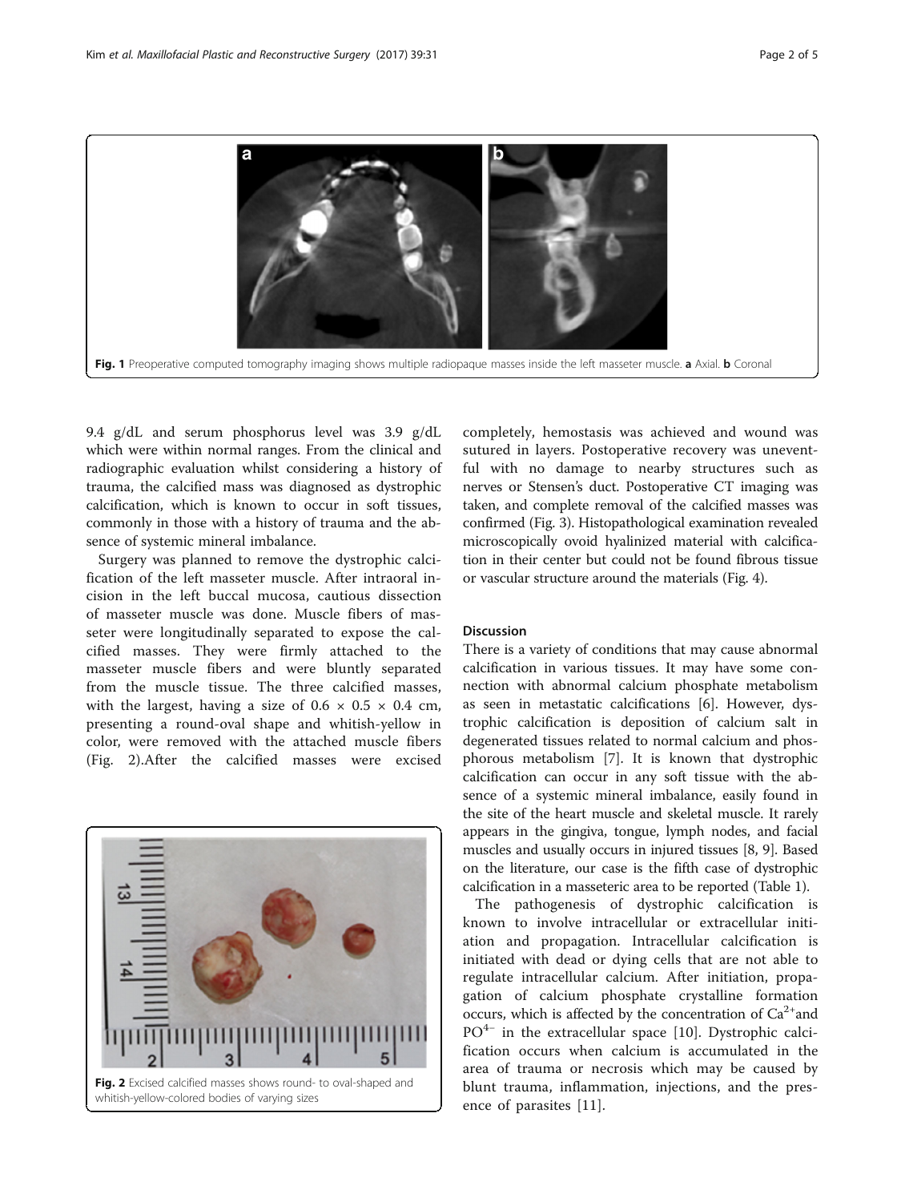Fig. 1 Preoperative computed tomography imaging shows multiple radiopaque masses inside the left masseter muscle. **a** Axial. **b** Coronal

9.4 g/dL and serum phosphorus level was 3.9 g/dL which were within normal ranges. From the clinical and radiographic evaluation whilst considering a history of trauma, the calcified mass was diagnosed as dystrophic calcification, which is known to occur in soft tissues, commonly in those with a history of trauma and the absence of systemic mineral imbalance.

Surgery was planned to remove the dystrophic calcification of the left masseter muscle. After intraoral incision in the left buccal mucosa, cautious dissection of masseter muscle was done. Muscle fibers of masseter were longitudinally separated to expose the calcified masses. They were firmly attached to the masseter muscle fibers and were bluntly separated from the muscle tissue. The three calcified masses, with the largest, having a size of 0.6 × 0.5 × 0.4 cm, presenting a round-oval shape and whitish-yellow in color, were removed with the attached muscle fibers (Fig. 2).After the calcified masses were excised completely, hemostasis was achieved and wound was sutured in layers. Postoperative recovery was uneventful with no damage to nearby structures such as nerves or Stensen's duct. Postoperative CT imaging was taken, and complete removal of the calcified masses was confirmed (Fig. 3). Histopathological examination revealed microscopically ovoid hyalinized material with calcification in their center but could not be found fibrous tissue or vascular structure around the materials (Fig. 4).

Fig. 2 Excised calcified masses shows round- to oval-shaped and whitish-yellow-colored bodies of varying sizes

## Discussion

There is a variety of conditions that may cause abnormal calcification in various tissues. It may have some connection with abnormal calcium phosphate metabolism as seen in metastatic calcifications [6]. However, dystrophic calcification is deposition of calcium salt in degenerated tissues related to normal calcium and phosphorous metabolism [7]. It is known that dystrophic calcification can occur in any soft tissue with the absence of a systemic mineral imbalance, easily found in the site of the heart muscle and skeletal muscle. It rarely appears in the gingiva, tongue, lymph nodes, and facial muscles and usually occurs in injured tissues [8, 9]. Based on the literature, our case is the fifth case of dystrophic calcification in a masseteric area to be reported (Table 1).

The pathogenesis of dystrophic calcification is known to involve intracellular or extracellular initiation and propagation. Intracellular calcification is initiated with dead or dying cells that are not able to regulate intracellular calcium. After initiation, propagation of calcium phosphate crystalline formation occurs, which is affected by the concentration of $Ca^{2+}$and $PO^{4-}$ in the extracellular space [10]. Dystrophic calcification occurs when calcium is accumulated in the area of trauma or necrosis which may be caused by blunt trauma, inflammation, injections, and the presence of parasites [11].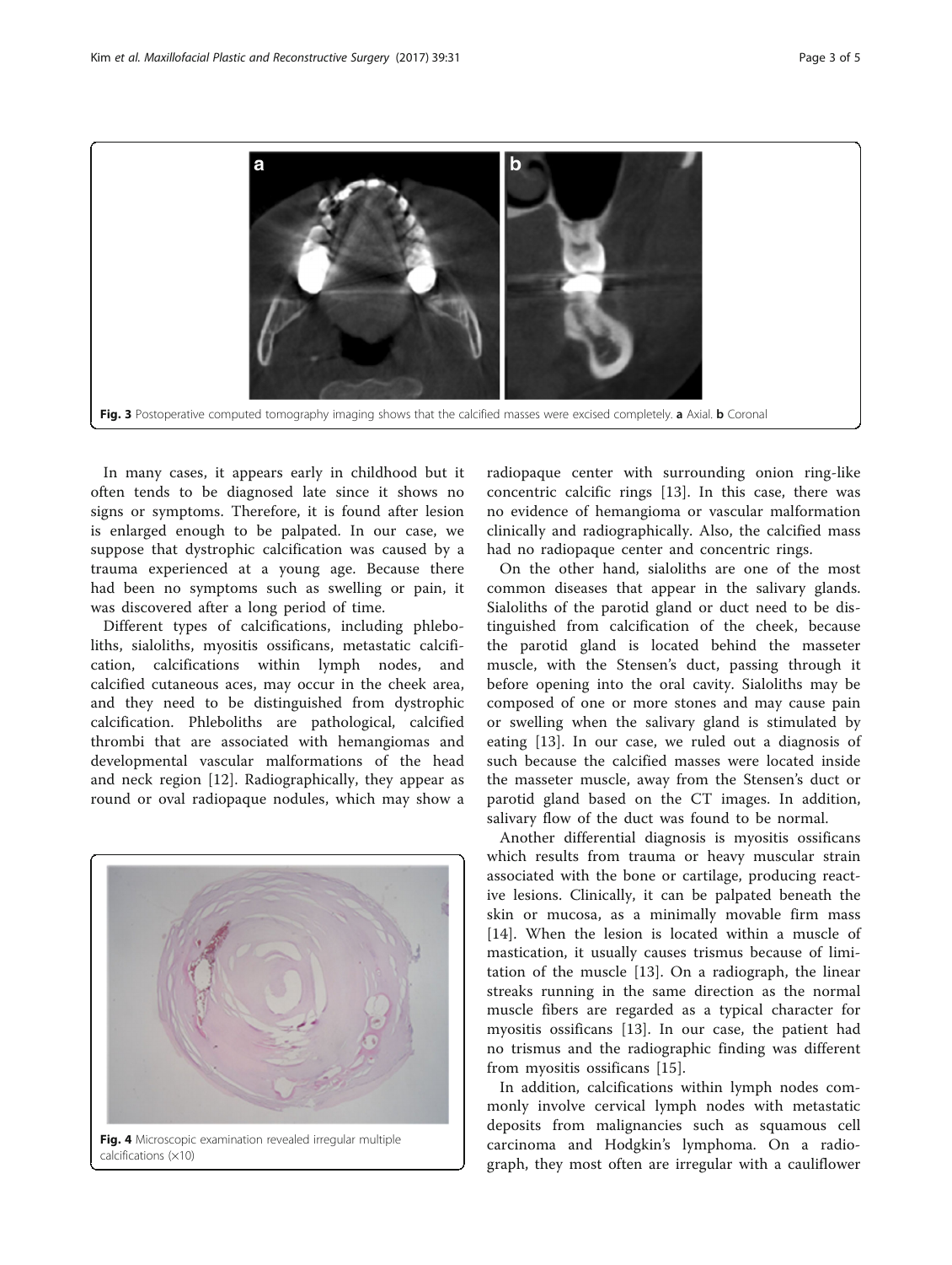Fig. 3 Postoperative computed tomography imaging shows that the calcified masses were excised completely. **a** Axial. **b** Coronal

In many cases, it appears early in childhood but it often tends to be diagnosed late since it shows no signs or symptoms. Therefore, it is found after lesion is enlarged enough to be palpated. In our case, we suppose that dystrophic calcification was caused by a trauma experienced at a young age. Because there had been no symptoms such as swelling or pain, it was discovered after a long period of time.

Different types of calcifications, including phleboliths, sialoliths, myositis ossificans, metastatic calcification, calcifications within lymph nodes, and calcified cutaneous aces, may occur in the cheek area, and they need to be distinguished from dystrophic calcification. Phleboliths are pathological, calcified thrombi that are associated with hemangiomas and developmental vascular malformations of the head and neck region [12]. Radiographically, they appear as round or oval radiopaque nodules, which may show a radiopaque center with surrounding onion ring-like concentric calcific rings [13]. In this case, there was no evidence of hemangioma or vascular malformation clinically and radiographically. Also, the calcified mass had no radiopaque center and concentric rings.

Fig. 4 Microscopic examination revealed irregular multiple calcifications (×10)

On the other hand, sialoliths are one of the most common diseases that appear in the salivary glands. Sialoliths of the parotid gland or duct need to be distinguished from calcification of the cheek, because the parotid gland is located behind the masseter muscle, with the Stensen's duct, passing through it before opening into the oral cavity. Sialoliths may be composed of one or more stones and may cause pain or swelling when the salivary gland is stimulated by eating [13]. In our case, we ruled out a diagnosis of such because the calcified masses were located inside the masseter muscle, away from the Stensen's duct or parotid gland based on the CT images. In addition, salivary flow of the duct was found to be normal.

Another differential diagnosis is myositis ossificans which results from trauma or heavy muscular strain associated with the bone or cartilage, producing reactive lesions. Clinically, it can be palpated beneath the skin or mucosa, as a minimally movable firm mass [14]. When the lesion is located within a muscle of mastication, it usually causes trismus because of limitation of the muscle [13]. On a radiograph, the linear streaks running in the same direction as the normal muscle fibers are regarded as a typical character for myositis ossificans [13]. In our case, the patient had no trismus and the radiographic finding was different from myositis ossificans [15].

In addition, calcifications within lymph nodes commonly involve cervical lymph nodes with metastatic deposits from malignancies such as squamous cell carcinoma and Hodgkin's lymphoma. On a radiograph, they most often are irregular with a cauliflower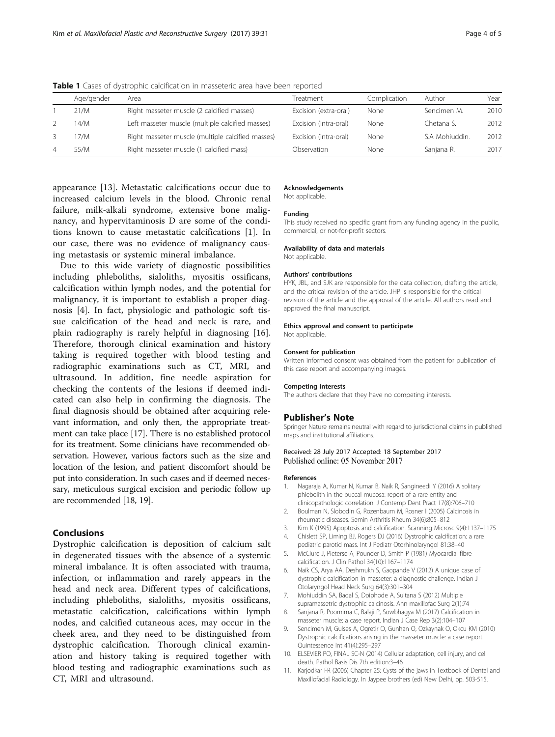**Table 1** Cases of dystrophic calcification in masseteric area have been reported

| | Age/gender | Area | Treatment | Complication | Author | Year |
|---|---|---|---|---|---|---|
| 1 | 21/M | Right masseter muscle (2 calcified masses) | Excision (extra-oral) | None | Sencimen M. | 2010 |
| 2 | 14/M | Left masseter muscle (multiple calcified masses) | Excision (intra-oral) | None | Chetana S. | 2012 |
| 3 | 17/M | Right masseter muscle (multiple calcified masses) | Excision (intra-oral) | None | S.A Mohiuddin. | 2012 |
| 4 | 55/M | Right masseter muscle (1 calcified mass) | Observation | None | Sanjana R. | 2017 |

appearance [13]. Metastatic calcifications occur due to increased calcium levels in the blood. Chronic renal failure, milk-alkali syndrome, extensive bone malignancy, and hypervitaminosis D are some of the conditions known to cause metastatic calcifications [1]. In our case, there was no evidence of malignancy causing metastasis or systemic mineral imbalance.

Due to this wide variety of diagnostic possibilities including phleboliths, sialoliths, myositis ossificans, calcification within lymph nodes, and the potential for malignancy, it is important to establish a proper diagnosis [4]. In fact, physiologic and pathologic soft tissue calcification of the head and neck is rare, and plain radiography is rarely helpful in diagnosing [16]. Therefore, thorough clinical examination and history taking is required together with blood testing and radiographic examinations such as CT, MRI, and ultrasound. In addition, fine needle aspiration for checking the contents of the lesions if deemed indicated can also help in confirming the diagnosis. The final diagnosis should be obtained after acquiring relevant information, and only then, the appropriate treatment can take place [17]. There is no established protocol for its treatment. Some clinicians have recommended observation. However, various factors such as the size and location of the lesion, and patient discomfort should be put into consideration. In such cases and if deemed necessary, meticulous surgical excision and periodic follow up are recommended [18, 19].

## Conclusions

Dystrophic calcification is deposition of calcium salt in degenerated tissues with the absence of a systemic mineral imbalance. It is often associated with trauma, infection, or inflammation and rarely appears in the head and neck area. Different types of calcifications, including phleboliths, sialoliths, myositis ossificans, metastatic calcification, calcifications within lymph nodes, and calcified cutaneous aces, may occur in the cheek area, and they need to be distinguished from dystrophic calcification. Thorough clinical examination and history taking is required together with blood testing and radiographic examinations such as CT, MRI and ultrasound.

#### Acknowledgements
Not applicable.

#### Funding
This study received no specific grant from any funding agency in the public, commercial, or not-for-profit sectors.

#### Availability of data and materials
Not applicable.

#### Authors' contributions
HYK, JBL, and SJK are responsible for the data collection, drafting the article, and the critical revision of the article. JHP is responsible for the critical revision of the article and the approval of the article. All authors read and approved the final manuscript.

#### Ethics approval and consent to participate
Not applicable.

#### Consent for publication
Written informed consent was obtained from the patient for publication of this case report and accompanying images.

#### Competing interests
The authors declare that they have no competing interests.

## Publisher's Note

Springer Nature remains neutral with regard to jurisdictional claims in published maps and institutional affiliations.

Received: 28 July 2017 Accepted: 18 September 2017
Published online: 05 November 2017

#### References

1. Nagaraja A, Kumar N, Kumar B, Naik R, Sangineedi Y (2016) A solitary phlebolith in the buccal mucosa: report of a rare entity and clinicopathologic correlation. J Contemp Dent Pract 17(8):706–710
2. Boulman N, Slobodin G, Rozenbaum M, Rosner I (2005) Calcinosis in rheumatic diseases. Semin Arthritis Rheum 34(6):805–812
3. Kim K (1995) Apoptosis and calcification. Scanning Microsc 9(4):1137–1175
4. Chislett SP, Liming BJ, Rogers DJ (2016) Dystrophic calcification: a rare pediatric parotid mass. Int J Pediatr Otorhinolaryngol 81:38–40
5. McClure J, Pieterse A, Pounder D, Smith P (1981) Myocardial fibre calcification. J Clin Pathol 34(10):1167–1174
6. Naik CS, Arya AA, Deshmukh S, Gaopande V (2012) A unique case of dystrophic calcification in masseter: a diagnostic challenge. Indian J Otolaryngol Head Neck Surg 64(3):301–304
7. Mohiuddin SA, Badal S, Doiphode A, Sultana S (2012) Multiple supramassetric dystrophic calcinosis. Ann maxillofac Surg 2(1):74
8. Sanjana R, Poornima C, Balaji P, Sowbhagya M (2017) Calcification in masseter muscle: a case report. Indian J Case Rep 3(2):104–107
9. Sencimen M, Gulses A, Ogretir O, Gunhan O, Ozkaynak O, Okcu KM (2010) Dystrophic calcifications arising in the masseter muscle: a case report. Quintessence Int 41(4):295–297
10. ELSEVIER PO, FINAL SC-N (2014) Cellular adaptation, cell injury, and cell death. Pathol Basis Dis 7th edition:3–46
11. Karjodkar FR (2006) Chapter 25: Cysts of the jaws in Textbook of Dental and Maxillofacial Radiology. In Jaypee brothers (ed) New Delhi, pp. 503-515.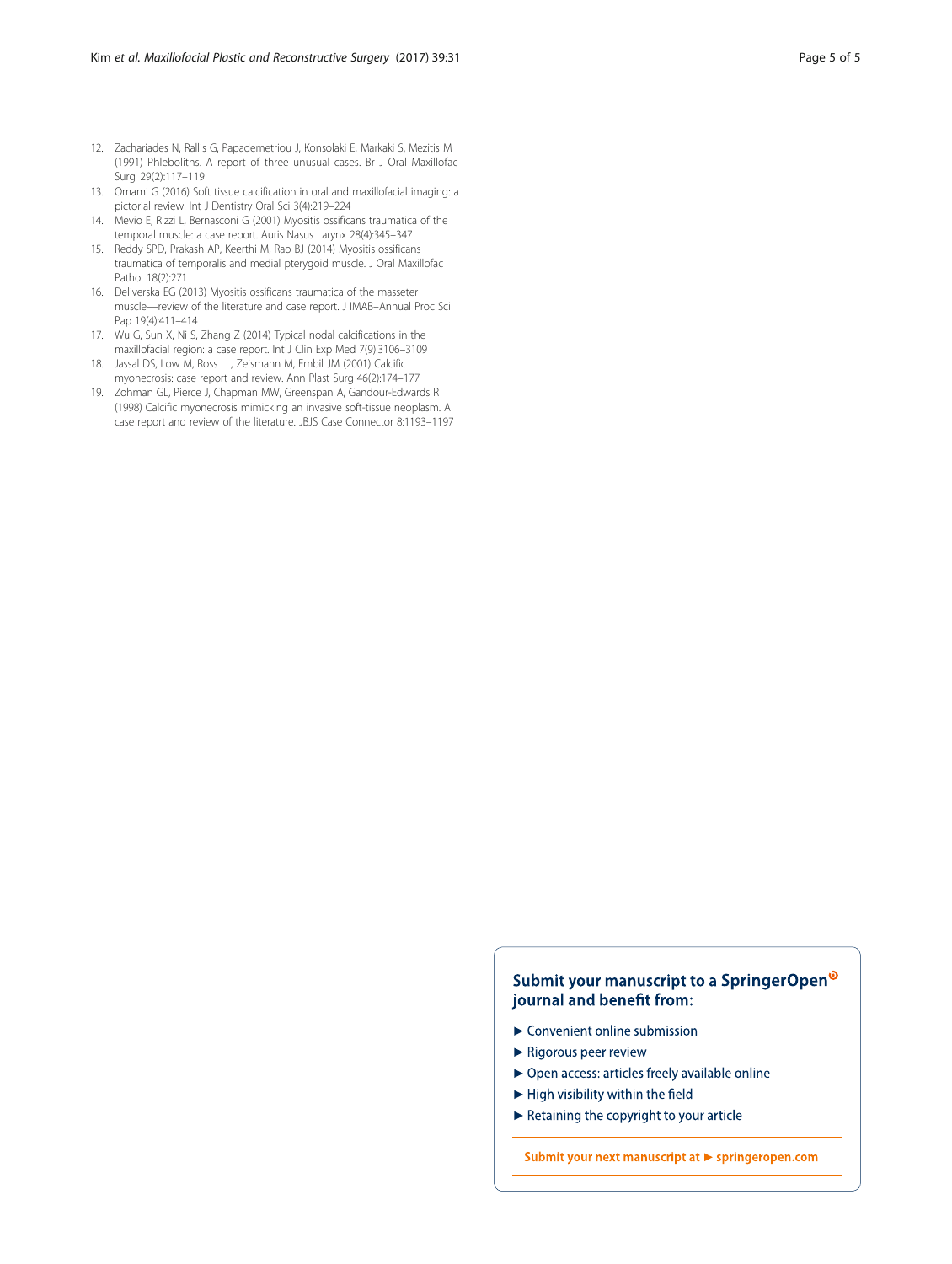12. Zachariades N, Rallis G, Papademetriou J, Konsolaki E, Markaki S, Mezitis M (1991) Phleboliths. A report of three unusual cases. Br J Oral Maxillofac Surg 29(2):117–119
13. Omami G (2016) Soft tissue calcification in oral and maxillofacial imaging: a pictorial review. Int J Dentistry Oral Sci 3(4):219–224
14. Mevio E, Rizzi L, Bernasconi G (2001) Myositis ossificans traumatica of the temporal muscle: a case report. Auris Nasus Larynx 28(4):345–347
15. Reddy SPD, Prakash AP, Keerthi M, Rao BJ (2014) Myositis ossificans traumatica of temporalis and medial pterygoid muscle. J Oral Maxillofac Pathol 18(2):271
16. Deliverska EG (2013) Myositis ossificans traumatica of the masseter muscle—review of the literature and case report. J IMAB–Annual Proc Sci Pap 19(4):411–414
17. Wu G, Sun X, Ni S, Zhang Z (2014) Typical nodal calcifications in the maxillofacial region: a case report. Int J Clin Exp Med 7(9):3106–3109
18. Jassal DS, Low M, Ross LL, Zeismann M, Embil JM (2001) Calcific myonecrosis: case report and review. Ann Plast Surg 46(2):174–177
19. Zohman GL, Pierce J, Chapman MW, Greenspan A, Gandour-Edwards R (1998) Calcific myonecrosis mimicking an invasive soft-tissue neoplasm. A case report and review of the literature. JBJS Case Connector 8:1193–1197

**Submit your manuscript to a SpringerOpen journal and benefit from:**

- ► Convenient online submission
- ► Rigorous peer review
- ► Open access: articles freely available online
- ► High visibility within the field
- ► Retaining the copyright to your article

**Submit your next manuscript at ► springeropen.com**